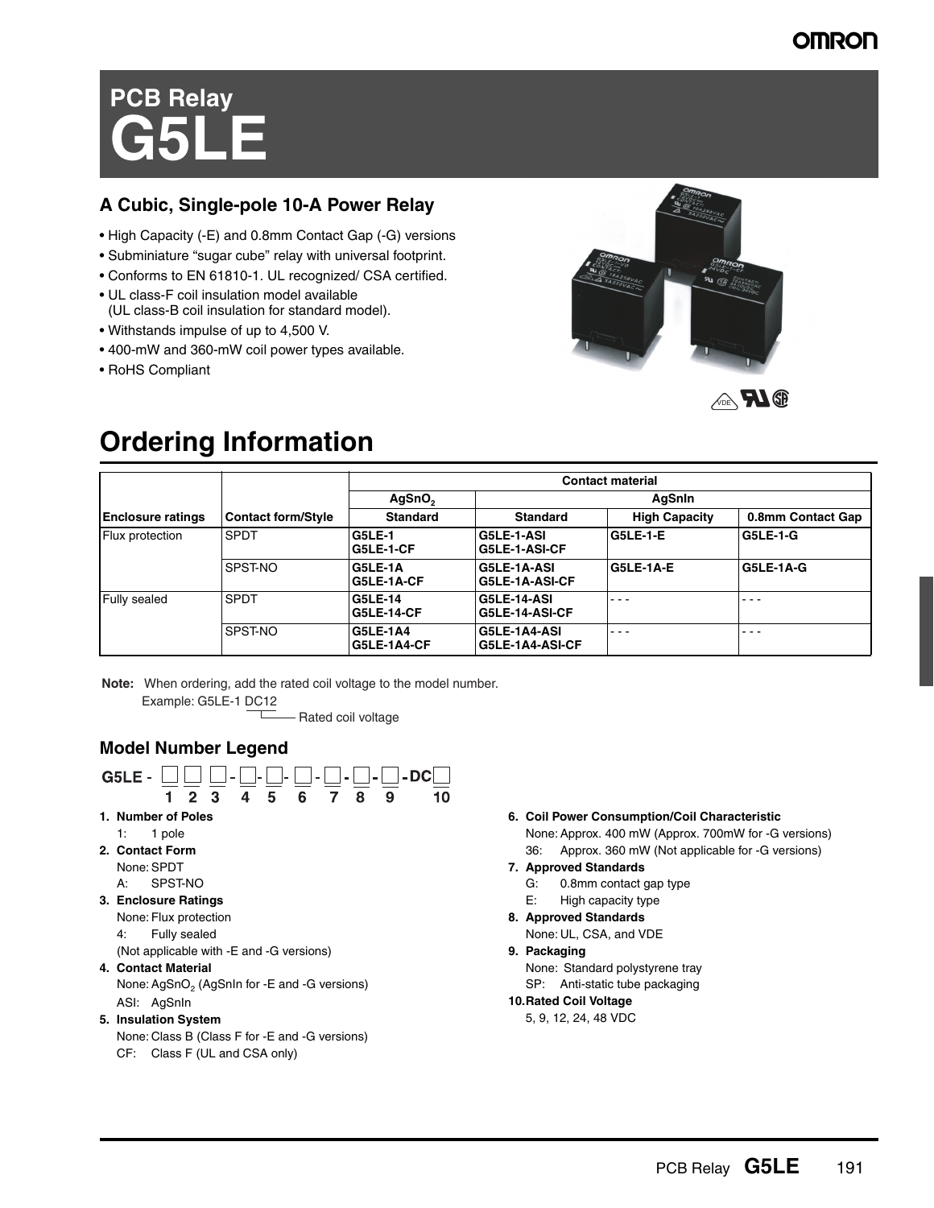# PCB Relay

# G5LE

## A Cubic, Single-pole 10-A Power Relay

- High Capacity (-E) and 0.8mm Contact Gap (-G) versions
- Subminiature "sugar cube" relay with universal footprint.
- Conforms to EN 61810-1. UL recognized/ CSA certified.
- UL class-F coil insulation model available (UL class-B coil insulation for standard model).
- Withstands impulse of up to 4,500 V.
- 400-mW and 360-mW coil power types available.
- RoHS Compliant

# Ordering Information

| | | Contact material | | | |
|---|---|---|---|---|---|
| | | $AgSnO_2$ | AgSnIn | | |
| **Enclosure ratings** | **Contact form/Style** | **Standard** | **Standard** | **High Capacity** | **0.8mm Contact Gap** |
| Flux protection | SPDT | **G5LE-1**<br>**G5LE-1-CF** | **G5LE-1-ASI**<br>**G5LE-1-ASI-CF** | **G5LE-1-E** | **G5LE-1-G** |
| | SPST-NO | **G5LE-1A**<br>**G5LE-1A-CF** | **G5LE-1A-ASI**<br>**G5LE-1A-ASI-CF** | **G5LE-1A-E** | **G5LE-1A-G** |
| Fully sealed | SPDT | **G5LE-14**<br>**G5LE-14-CF** | **G5LE-14-ASI**<br>**G5LE-14-ASI-CF** | - - - | - - - |
| | SPST-NO | **G5LE-1A4**<br>**G5LE-1A4-CF** | **G5LE-1A4-ASI**<br>**G5LE-1A4-ASI-CF** | - - - | - - - |

**Note:** When ordering, add the rated coil voltage to the model number.
Example: G5LE-1 DC12
(DC12 = Rated coil voltage)

### Model Number Legend

```
G5LE - □ □ □ - □ - □ - □ - □ - □ - □ - DC□
       1 2 3   4   5   6   7   8   9      10
```

1. **Number of Poles**
   1: 1 pole
2. **Contact Form**
   None: SPDT
   A: SPST-NO
3. **Enclosure Ratings**
   None: Flux protection
   4: Fully sealed
   (Not applicable with -E and -G versions)
4. **Contact Material**
   None: $AgSnO_2$ (AgSnIn for -E and -G versions)
   ASI: AgSnIn
5. **Insulation System**
   None: Class B (Class F for -E and -G versions)
   CF: Class F (UL and CSA only)
6. **Coil Power Consumption/Coil Characteristic**
   None: Approx. 400 mW (Approx. 700mW for -G versions)
   36: Approx. 360 mW (Not applicable for -G versions)
7. **Approved Standards**
   G: 0.8mm contact gap type
   E: High capacity type
8. **Approved Standards**
   None: UL, CSA, and VDE
9. **Packaging**
   None: Standard polystyrene tray
   SP: Anti-static tube packaging
10. **Rated Coil Voltage**
    5, 9, 12, 24, 48 VDC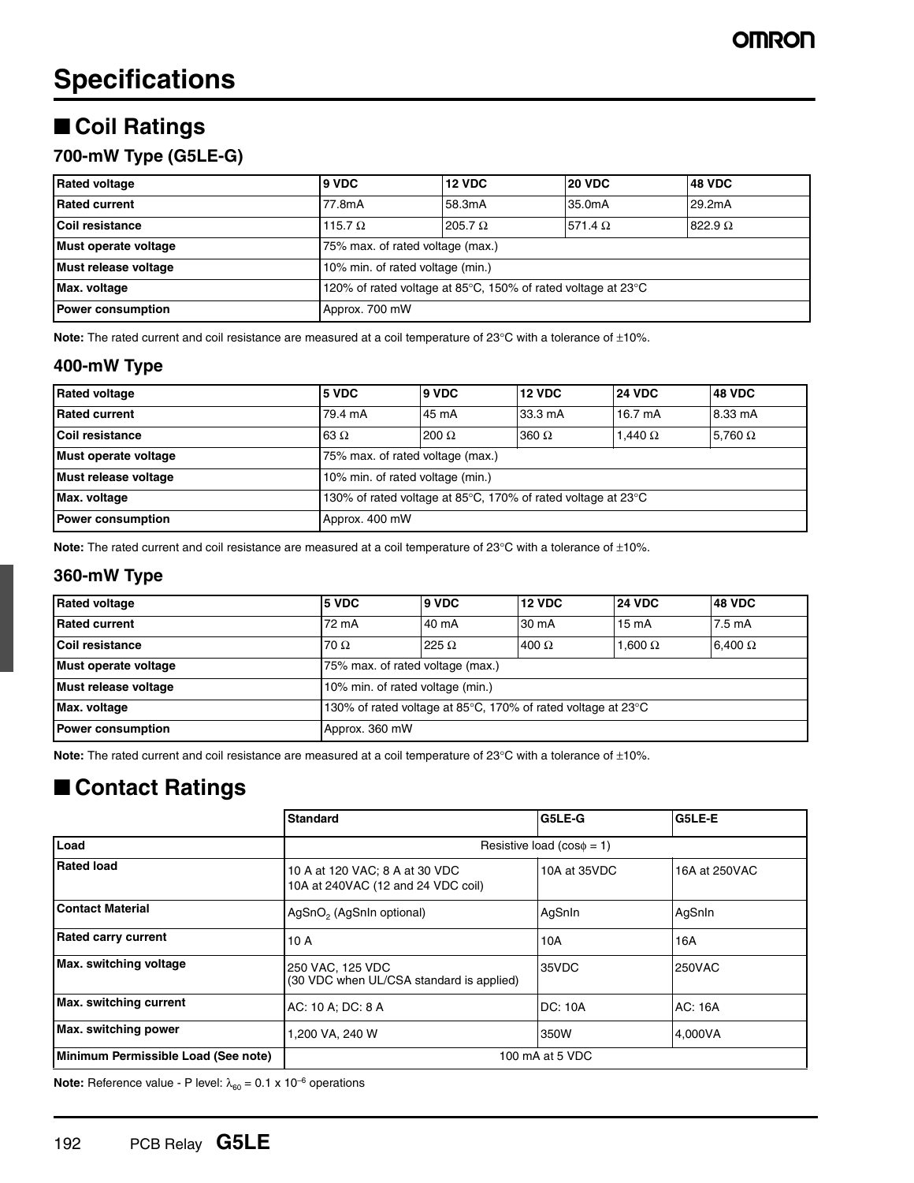# Specifications

## ■ Coil Ratings

### 700-mW Type (G5LE-G)

| Rated voltage | 9 VDC | 12 VDC | 20 VDC | 48 VDC |
|---|---|---|---|---|
| Rated current | 77.8mA | 58.3mA | 35.0mA | 29.2mA |
| Coil resistance | 115.7 Ω | 205.7 Ω | 571.4 Ω | 822.9 Ω |
| Must operate voltage | 75% max. of rated voltage (max.) | | | |
| Must release voltage | 10% min. of rated voltage (min.) | | | |
| Max. voltage | 120% of rated voltage at 85°C, 150% of rated voltage at 23°C | | | |
| Power consumption | Approx. 700 mW | | | |

**Note:** The rated current and coil resistance are measured at a coil temperature of 23°C with a tolerance of ±10%.

### 400-mW Type

| Rated voltage | 5 VDC | 9 VDC | 12 VDC | 24 VDC | 48 VDC |
|---|---|---|---|---|---|
| Rated current | 79.4 mA | 45 mA | 33.3 mA | 16.7 mA | 8.33 mA |
| Coil resistance | 63 Ω | 200 Ω | 360 Ω | 1,440 Ω | 5,760 Ω |
| Must operate voltage | 75% max. of rated voltage (max.) | | | | |
| Must release voltage | 10% min. of rated voltage (min.) | | | | |
| Max. voltage | 130% of rated voltage at 85°C, 170% of rated voltage at 23°C | | | | |
| Power consumption | Approx. 400 mW | | | | |

**Note:** The rated current and coil resistance are measured at a coil temperature of 23°C with a tolerance of ±10%.

### 360-mW Type

| Rated voltage | 5 VDC | 9 VDC | 12 VDC | 24 VDC | 48 VDC |
|---|---|---|---|---|---|
| Rated current | 72 mA | 40 mA | 30 mA | 15 mA | 7.5 mA |
| Coil resistance | 70 Ω | 225 Ω | 400 Ω | 1,600 Ω | 6,400 Ω |
| Must operate voltage | 75% max. of rated voltage (max.) | | | | |
| Must release voltage | 10% min. of rated voltage (min.) | | | | |
| Max. voltage | 130% of rated voltage at 85°C, 170% of rated voltage at 23°C | | | | |
| Power consumption | Approx. 360 mW | | | | |

**Note:** The rated current and coil resistance are measured at a coil temperature of 23°C with a tolerance of ±10%.

## ■ Contact Ratings

| | Standard | G5LE-G | G5LE-E |
|---|---|---|---|
| Load | Resistive load (cosϕ = 1) | | |
| Rated load | 10 A at 120 VAC; 8 A at 30 VDC<br>10A at 240VAC (12 and 24 VDC coil) | 10A at 35VDC | 16A at 250VAC |
| Contact Material | $AgSnO_2$ (AgSnIn optional) | AgSnIn | AgSnIn |
| Rated carry current | 10 A | 10A | 16A |
| Max. switching voltage | 250 VAC, 125 VDC<br>(30 VDC when UL/CSA standard is applied) | 35VDC | 250VAC |
| Max. switching current | AC: 10 A; DC: 8 A | DC: 10A | AC: 16A |
| Max. switching power | 1,200 VA, 240 W | 350W | 4,000VA |
| Minimum Permissible Load (See note) | 100 mA at 5 VDC | | |

**Note:** Reference value - P level: $\lambda_{60} = 0.1 \times 10^{-6}$ operations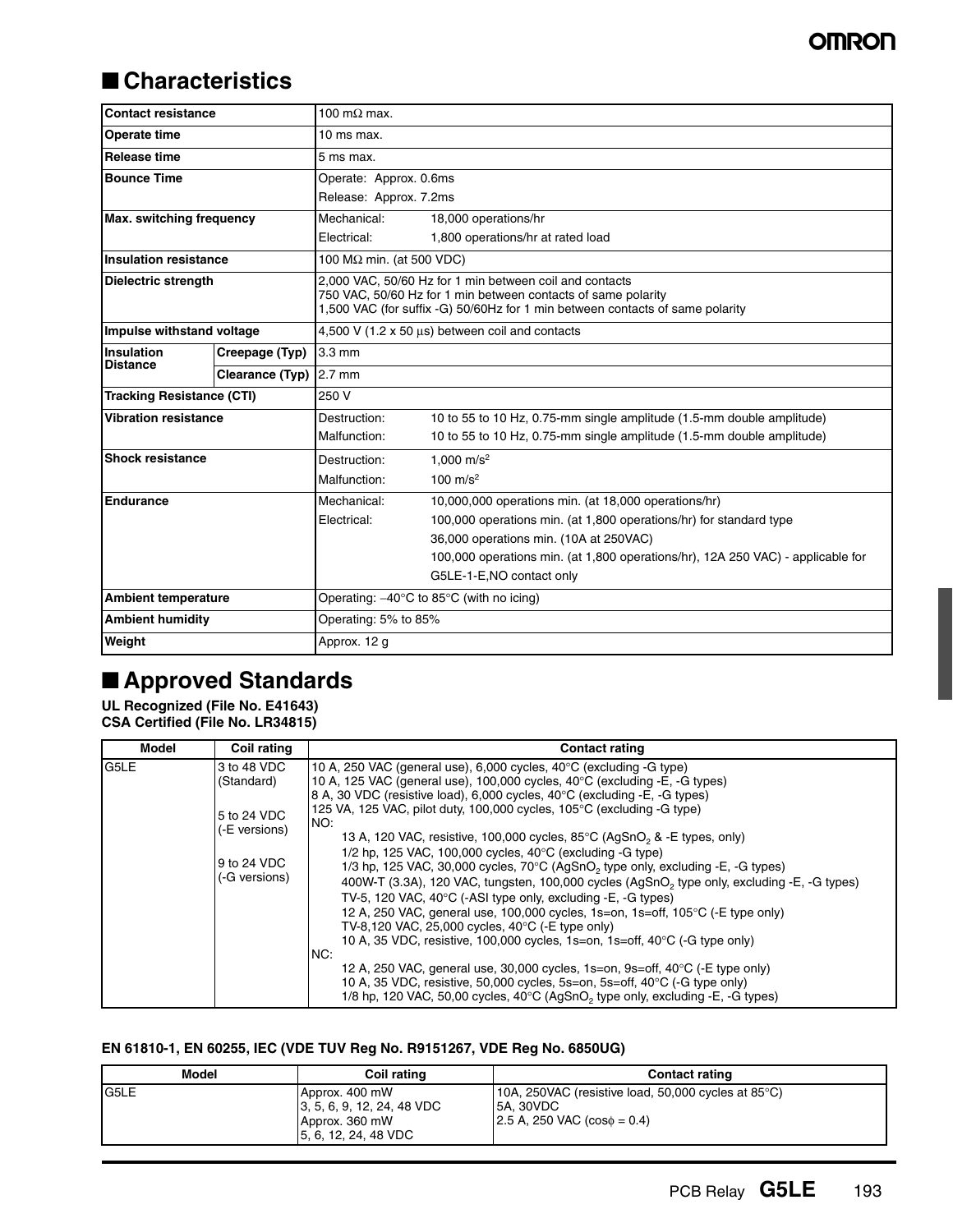## ■ Characteristics

| | | |
|---|---|---|
| **Contact resistance** | | 100 mΩ max. |
| **Operate time** | | 10 ms max. |
| **Release time** | | 5 ms max. |
| **Bounce Time** | | Operate: Approx. 0.6ms<br>Release: Approx. 7.2ms |
| **Max. switching frequency** | | Mechanical: 18,000 operations/hr<br>Electrical: 1,800 operations/hr at rated load |
| **Insulation resistance** | | 100 MΩ min. (at 500 VDC) |
| **Dielectric strength** | | 2,000 VAC, 50/60 Hz for 1 min between coil and contacts<br>750 VAC, 50/60 Hz for 1 min between contacts of same polarity<br>1,500 VAC (for suffix -G) 50/60Hz for 1 min between contacts of same polarity |
| **Impulse withstand voltage** | | 4,500 V (1.2 x 50 µs) between coil and contacts |
| **Insulation Distance** | **Creepage (Typ)** | 3.3 mm |
| | **Clearance (Typ)** | 2.7 mm |
| **Tracking Resistance (CTI)** | | 250 V |
| **Vibration resistance** | | Destruction: 10 to 55 to 10 Hz, 0.75-mm single amplitude (1.5-mm double amplitude)<br>Malfunction: 10 to 55 to 10 Hz, 0.75-mm single amplitude (1.5-mm double amplitude) |
| **Shock resistance** | | Destruction: 1,000 m/s$^2$<br>Malfunction: 100 m/s$^2$ |
| **Endurance** | | Mechanical: 10,000,000 operations min. (at 18,000 operations/hr)<br>Electrical: 100,000 operations min. (at 1,800 operations/hr) for standard type<br>36,000 operations min. (10A at 250VAC)<br>100,000 operations min. (at 1,800 operations/hr), 12A 250 VAC) - applicable for G5LE-1-E,NO contact only |
| **Ambient temperature** | | Operating: –40°C to 85°C (with no icing) |
| **Ambient humidity** | | Operating: 5% to 85% |
| **Weight** | | Approx. 12 g |

## ■ Approved Standards

**UL Recognized (File No. E41643)**
**CSA Certified (File No. LR34815)**

| Model | Coil rating | Contact rating |
|---|---|---|
| G5LE | 3 to 48 VDC (Standard)<br><br>5 to 24 VDC (-E versions)<br><br>9 to 24 VDC (-G versions) | 10 A, 250 VAC (general use), 6,000 cycles, 40°C (excluding -G type)<br>10 A, 125 VAC (general use), 100,000 cycles, 40°C (excluding -E, -G types)<br>8 A, 30 VDC (resistive load), 6,000 cycles, 40°C (excluding -E, -G types)<br>125 VA, 125 VAC, pilot duty, 100,000 cycles, 105°C (excluding -G type)<br>NO:<br>13 A, 120 VAC, resistive, 100,000 cycles, 85°C ($AgSnO_2$ & -E types, only)<br>1/2 hp, 125 VAC, 100,000 cycles, 40°C (excluding -G type)<br>1/3 hp, 125 VAC, 30,000 cycles, 70°C ($AgSnO_2$ type only, excluding -E, -G types)<br>400W-T (3.3A), 120 VAC, tungsten, 100,000 cycles ($AgSnO_2$ type only, excluding -E, -G types)<br>TV-5, 120 VAC, 40°C (-ASI type only, excluding -E, -G types)<br>12 A, 250 VAC, general use, 100,000 cycles, 1s=on, 1s=off, 105°C (-E type only)<br>TV-8,120 VAC, 25,000 cycles, 40°C (-E type only)<br>10 A, 35 VDC, resistive, 100,000 cycles, 1s=on, 1s=off, 40°C (-G type only)<br>NC:<br>12 A, 250 VAC, general use, 30,000 cycles, 1s=on, 9s=off, 40°C (-E type only)<br>10 A, 35 VDC, resistive, 50,000 cycles, 5s=on, 5s=off, 40°C (-G type only)<br>1/8 hp, 120 VAC, 50,00 cycles, 40°C ($AgSnO_2$ type only, excluding -E, -G types) |

**EN 61810-1, EN 60255, IEC (VDE TUV Reg No. R9151267, VDE Reg No. 6850UG)**

| Model | Coil rating | Contact rating |
|---|---|---|
| G5LE | Approx. 400 mW<br>3, 5, 6, 9, 12, 24, 48 VDC<br>Approx. 360 mW<br>5, 6, 12, 24, 48 VDC | 10A, 250VAC (resistive load, 50,000 cycles at 85°C)<br>5A, 30VDC<br>2.5 A, 250 VAC (cosϕ = 0.4) |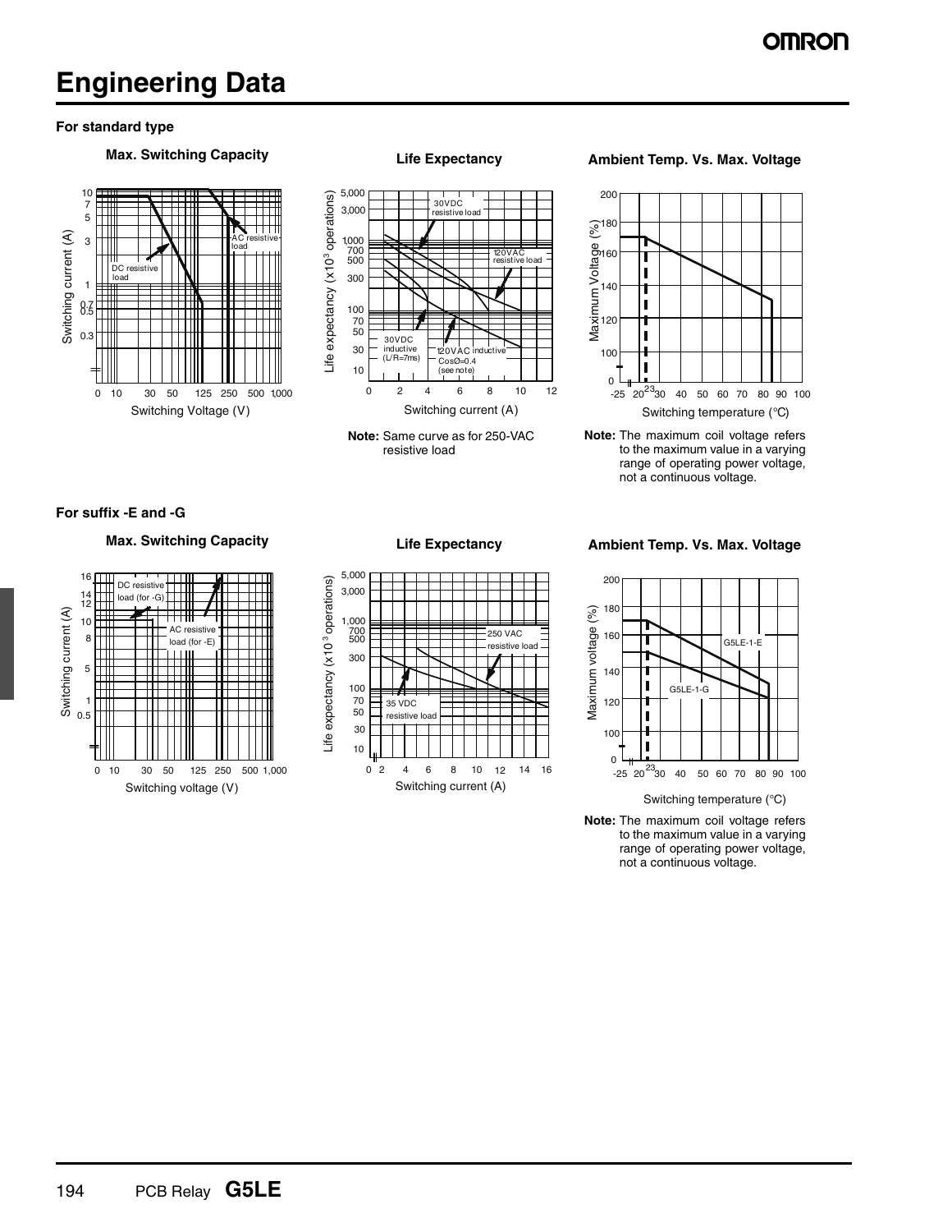# Engineering Data

### For standard type

**Max. Switching Capacity**

Switching current (A) vs. Switching Voltage (V)

DC resistive load

AC resistive load

**Life Expectancy**

Life expectancy ($\times 10^3$ operations) vs. Switching current (A)

30VDC resistive load

120VAC resistive load

30VDC inductive (L/R=7ms)

120VAC inductive CosØ=0.4 (see note)

**Note:** Same curve as for 250-VAC resistive load

**Ambient Temp. Vs. Max. Voltage**

Maximum Voltage (%) vs. Switching temperature (°C)

**Note:** The maximum coil voltage refers to the maximum value in a varying range of operating power voltage, not a continuous voltage.

### For suffix -E and -G

**Max. Switching Capacity**

Switching current (A) vs. Switching voltage (V)

DC resistive load (for -G)

AC resistive load (for -E)

**Life Expectancy**

Life expectancy ($\times 10^3$ operations) vs. Switching current (A)

250 VAC resistive load

35 VDC resistive load

**Ambient Temp. Vs. Max. Voltage**

Maximum voltage (%) vs. Switching temperature (°C)

G5LE-1-E

G5LE-1-G

**Note:** The maximum coil voltage refers to the maximum value in a varying range of operating power voltage, not a continuous voltage.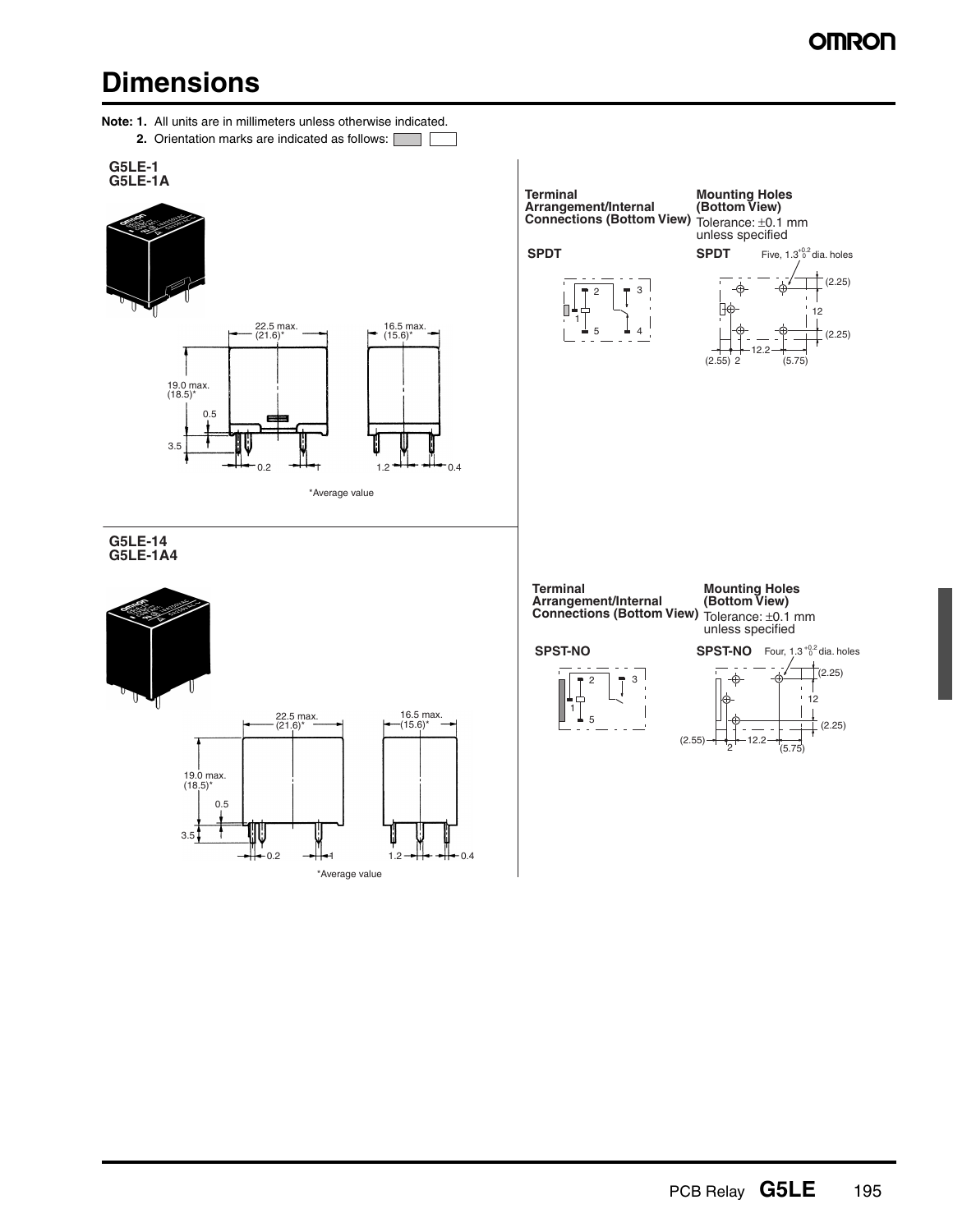# Dimensions

**Note: 1.** All units are in millimeters unless otherwise indicated.

**2.** Orientation marks are indicated as follows:

### G5LE-1
### G5LE-1A

22.5 max. (21.6)*

16.5 max. (15.6)*

19.0 max. (18.5)*

0.5

3.5

0.2

1

1.2

0.4

*Average value

**Terminal Arrangement/Internal Connections (Bottom View)**

**SPDT**

**Mounting Holes (Bottom View)**
Tolerance: ±0.1 mm unless specified

**SPDT** Five, $1.3^{+0.2}_{0}$ dia. holes

(2.25)

12

(2.25)

12.2

(2.55) 2 (5.75)

### G5LE-14
### G5LE-1A4

22.5 max. (21.6)*

16.5 max. (15.6)*

19.0 max. (18.5)*

0.5

3.5

0.2

1

1.2

0.4

*Average value

**Terminal Arrangement/Internal Connections (Bottom View)**

**SPST-NO**

**Mounting Holes (Bottom View)**
Tolerance: ±0.1 mm unless specified

**SPST-NO** Four, $1.3^{+0.2}_{0}$ dia. holes

(2.25)

12

(2.25)

(2.55) 2 12.2 (5.75)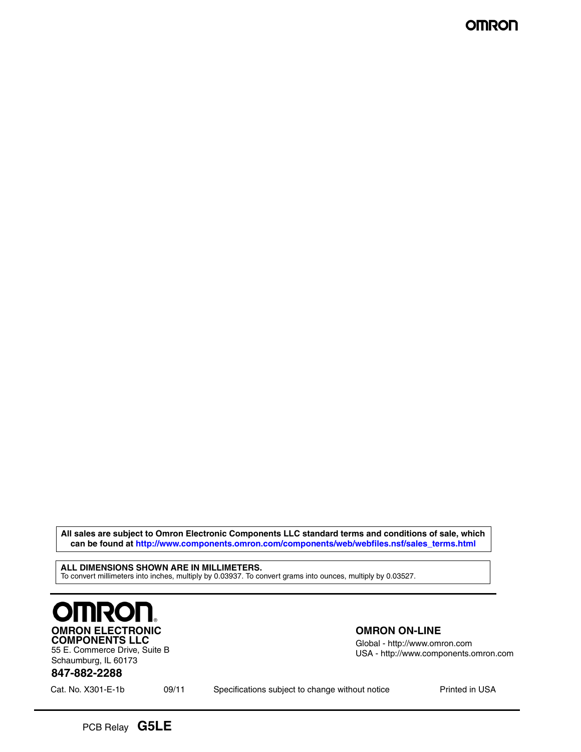**All sales are subject to Omron Electronic Components LLC standard terms and conditions of sale, which can be found at http://www.components.omron.com/components/web/webfiles.nsf/sales_terms.html**

**ALL DIMENSIONS SHOWN ARE IN MILLIMETERS.**
To convert millimeters into inches, multiply by 0.03937. To convert grams into ounces, multiply by 0.03527.

**OMRON**

**OMRON ELECTRONIC COMPONENTS LLC**
55 E. Commerce Drive, Suite B
Schaumburg, IL 60173

**847-882-2288**

**OMRON ON-LINE**
Global - http://www.omron.com
USA - http://www.components.omron.com

Cat. No. X301-E-1b 09/11 Specifications subject to change without notice Printed in USA